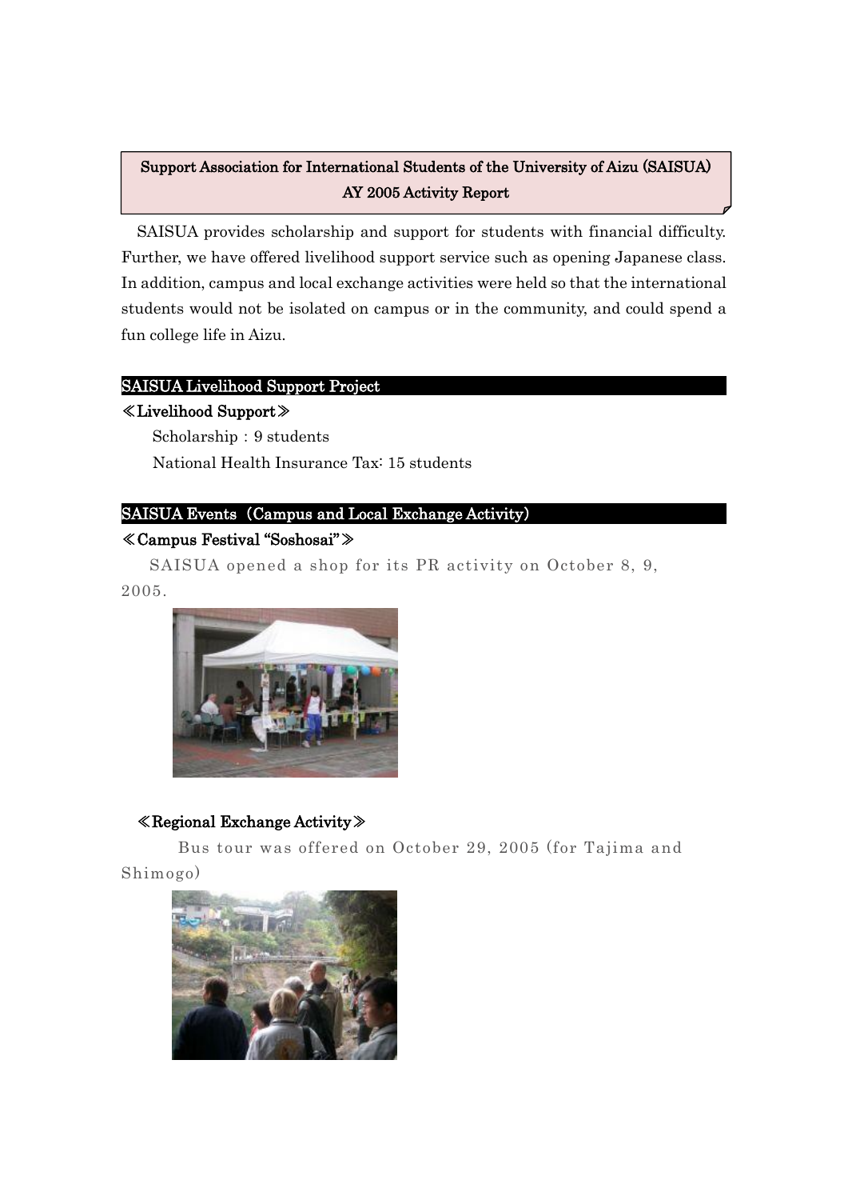# Support Association for International Students of the University of Aizu (SAISUA) AY 2005 Activity Report

SAISUA provides scholarship and support for students with financial difficulty. Further, we have offered livelihood support service such as opening Japanese class. In addition, campus and local exchange activities were held so that the international students would not be isolated on campus or in the community, and could spend a fun college life in Aizu.

## SAISUA Livelihood Support Project

### ≪Livelihood Support≫

Scholarship : 9 students

National Health Insurance Tax: 15 students

## SAISUA Events（Campus and Local Exchange Activity）

### ≪Campus Festival "Soshosai"≫

SAISUA opened a shop for its PR activity on October 8, 9, 2005.

### ≪Regional Exchange Activity≫

Bus tour was offered on October 29, 2005 (for Tajima and Shimogo)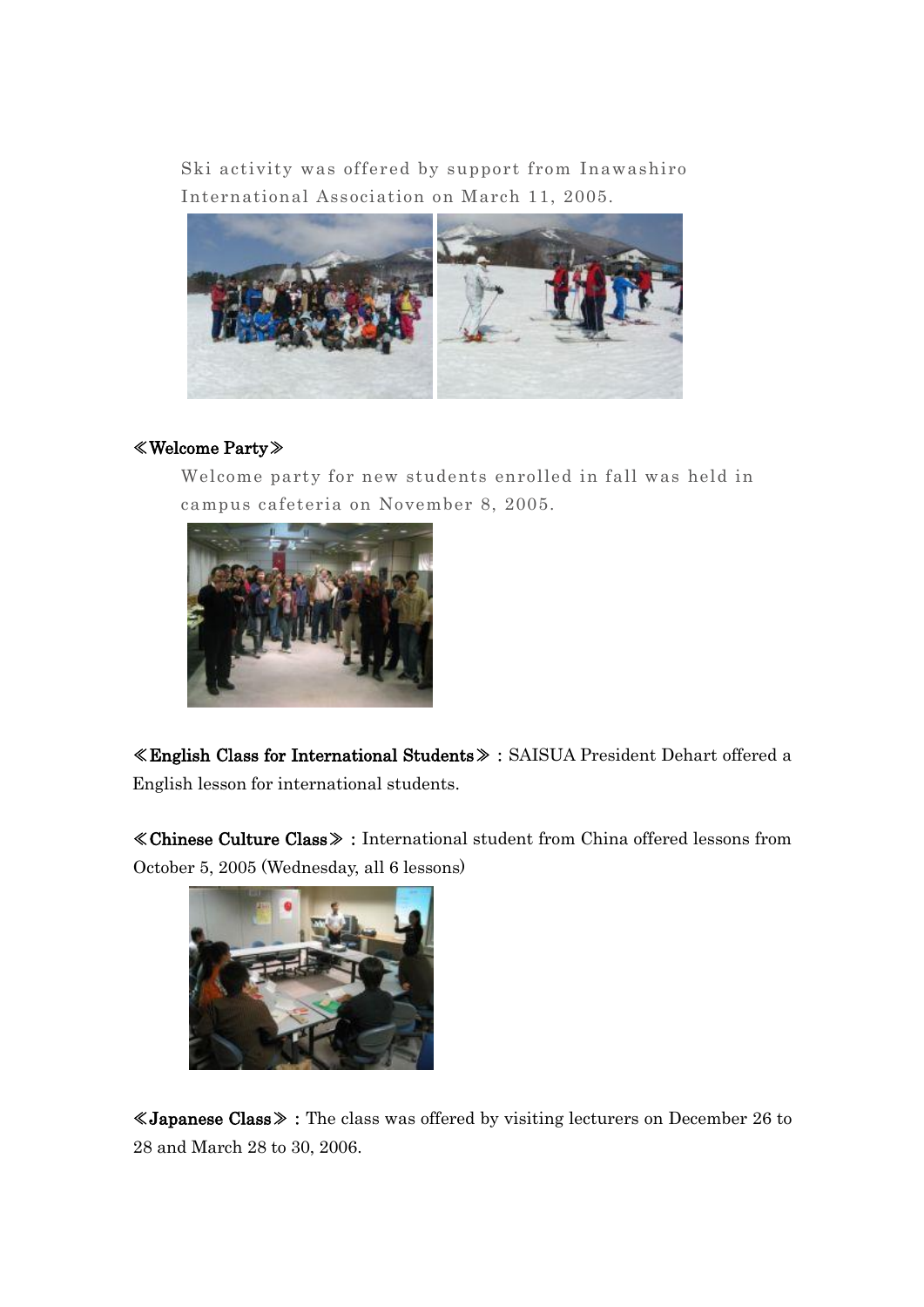Ski activity was offered by support from Inawashiro International Association on March 11, 2005.

**≪Welcome Party≫**

Welcome party for new students enrolled in fall was held in campus cafeteria on November 8, 2005.

**≪English Class for International Students≫**：SAISUA President Dehart offered a English lesson for international students.

**≪Chinese Culture Class≫**：International student from China offered lessons from October 5, 2005 (Wednesday, all 6 lessons)

**≪Japanese Class≫**：The class was offered by visiting lecturers on December 26 to 28 and March 28 to 30, 2006.